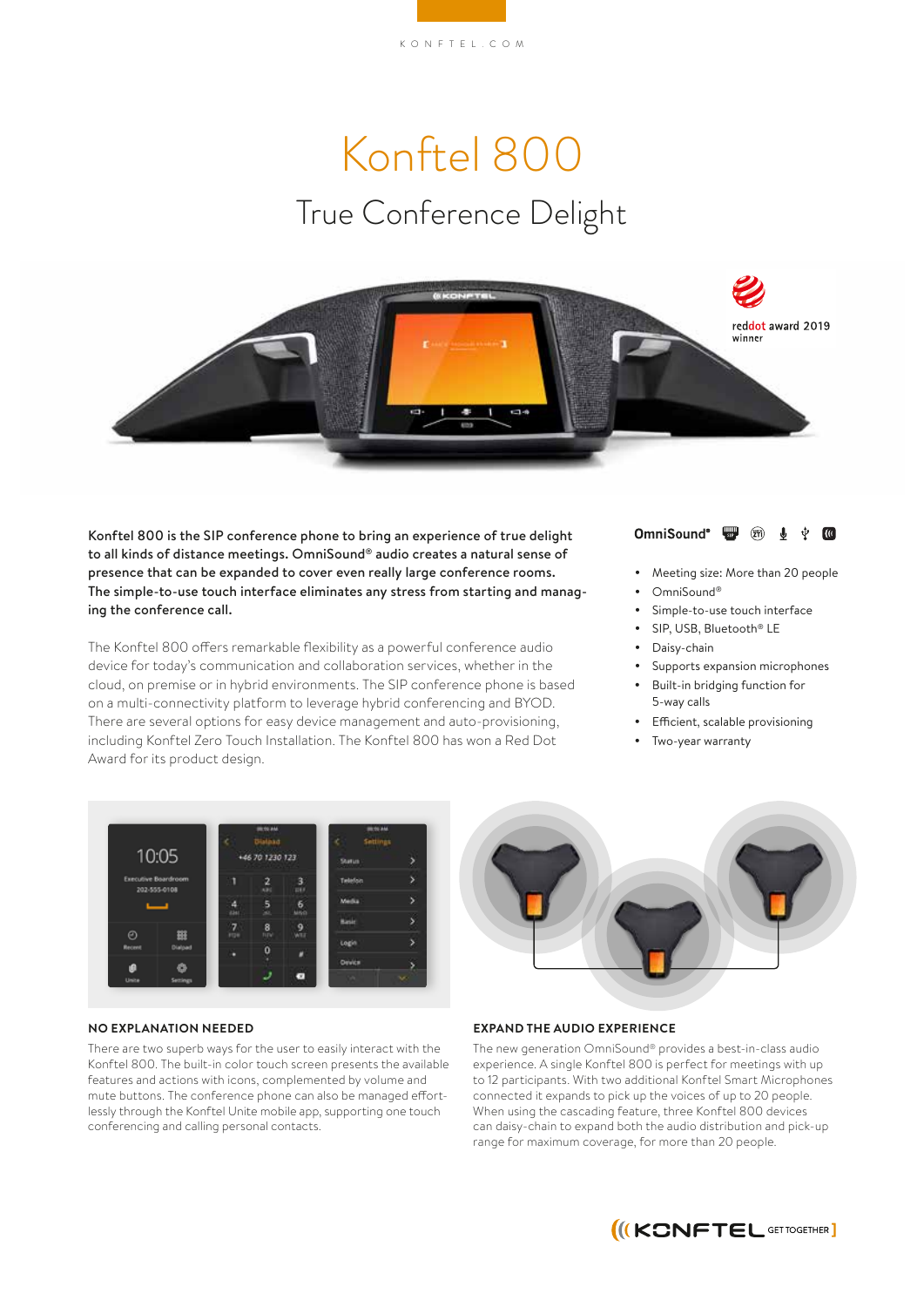KONFTEL.COM

# Konftel 800

## True Conference Delight

reddot award 2019 winner

**Konftel 800 is the SIP conference phone to bring an experience of true delight to all kinds of distance meetings. OmniSound® audio creates a natural sense of presence that can be expanded to cover even really large conference rooms. The simple-to-use touch interface eliminates any stress from starting and managing the conference call.**

The Konftel 800 offers remarkable flexibility as a powerful conference audio device for today's communication and collaboration services, whether in the cloud, on premise or in hybrid environments. The SIP conference phone is based on a multi-connectivity platform to leverage hybrid conferencing and BYOD. There are several options for easy device management and auto-provisioning, including Konftel Zero Touch Installation. The Konftel 800 has won a Red Dot Award for its product design.

**OmniSound®**

- Meeting size: More than 20 people
- OmniSound®
- Simple-to-use touch interface
- SIP, USB, Bluetooth® LE
- Daisy-chain
- Supports expansion microphones
- Built-in bridging function for 5-way calls
- Efficient, scalable provisioning
- Two-year warranty

### NO EXPLANATION NEEDED

There are two superb ways for the user to easily interact with the Konftel 800. The built-in color touch screen presents the available features and actions with icons, complemented by volume and mute buttons. The conference phone can also be managed effortlessly through the Konftel Unite mobile app, supporting one touch conferencing and calling personal contacts.

### EXPAND THE AUDIO EXPERIENCE

The new generation OmniSound® provides a best-in-class audio experience. A single Konftel 800 is perfect for meetings with up to 12 participants. With two additional Konftel Smart Microphones connected it expands to pick up the voices of up to 20 people. When using the cascading feature, three Konftel 800 devices can daisy-chain to expand both the audio distribution and pick-up range for maximum coverage, for more than 20 people.

KONFTEL GET TOGETHER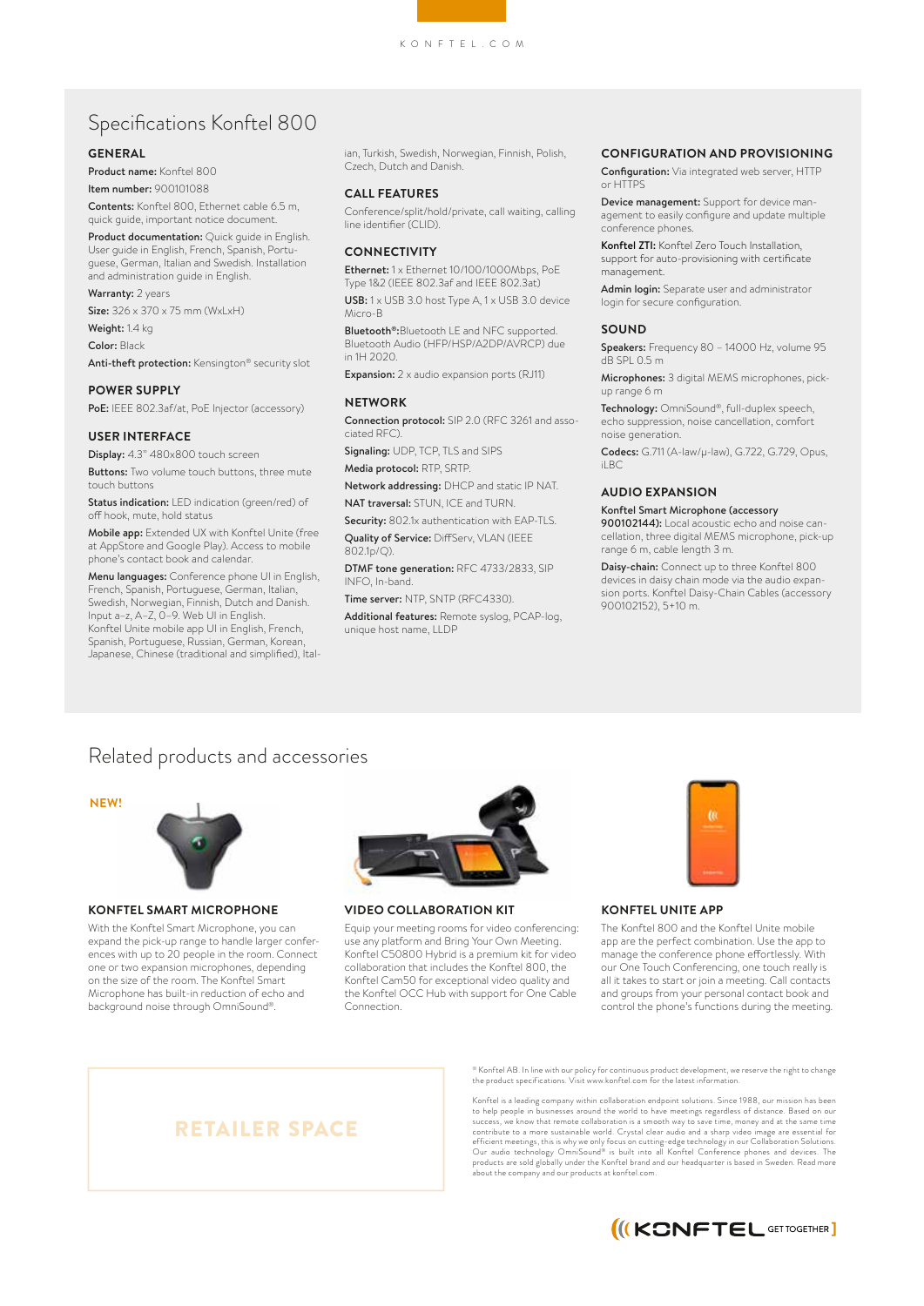# Specifications Konftel 800

## GENERAL

**Product name:** Konftel 800

**Item number:** 900101088

**Contents:** Konftel 800, Ethernet cable 6.5 m, quick guide, important notice document.

**Product documentation:** Quick guide in English. User guide in English, French, Spanish, Portuguese, German, Italian and Swedish. Installation and administration guide in English.

**Warranty:** 2 years

**Size:** 326 x 370 x 75 mm (WxLxH)

**Weight:** 1.4 kg

**Color:** Black

**Anti-theft protection:** Kensington® security slot

## POWER SUPPLY

**PoE:** IEEE 802.3af/at, PoE Injector (accessory)

## USER INTERFACE

**Display:** 4.3" 480x800 touch screen

**Buttons:** Two volume touch buttons, three mute touch buttons

**Status indication:** LED indication (green/red) of off hook, mute, hold status

**Mobile app:** Extended UX with Konftel Unite (free at AppStore and Google Play). Access to mobile phone's contact book and calendar.

**Menu languages:** Conference phone UI in English, French, Spanish, Portuguese, German, Italian, Swedish, Norwegian, Finnish, Dutch and Danish. Input a–z, A–Z, 0–9. Web UI in English. Konftel Unite mobile app UI in English, French, Spanish, Portuguese, Russian, German, Korean, Japanese, Chinese (traditional and simplified), Italian, Turkish, Swedish, Norwegian, Finnish, Polish, Czech, Dutch and Danish.

## CALL FEATURES

Conference/split/hold/private, call waiting, calling line identifier (CLID).

## CONNECTIVITY

**Ethernet:** 1 x Ethernet 10/100/1000Mbps, PoE Type 1&2 (IEEE 802.3af and IEEE 802.3at)

**USB:** 1 x USB 3.0 host Type A, 1 x USB 3.0 device Micro-B

**Bluetooth®:** Bluetooth LE and NFC supported. Bluetooth Audio (HFP/HSP/A2DP/AVRCP) due in 1H 2020.

**Expansion:** 2 x audio expansion ports (RJ11)

## NETWORK

**Connection protocol:** SIP 2.0 (RFC 3261 and associated RFC).

**Signaling:** UDP, TCP, TLS and SIPS

**Media protocol:** RTP, SRTP.

**Network addressing:** DHCP and static IP NAT.

**NAT traversal:** STUN, ICE and TURN.

**Security:** 802.1x authentication with EAP-TLS.

**Quality of Service:** DiffServ, VLAN (IEEE 802.1p/Q).

**DTMF tone generation:** RFC 4733/2833, SIP INFO, In-band.

**Time server:** NTP, SNTP (RFC4330).

**Additional features:** Remote syslog, PCAP-log, unique host name, LLDP

## CONFIGURATION AND PROVISIONING

**Configuration:** Via integrated web server, HTTP or HTTPS

**Device management:** Support for device management to easily configure and update multiple conference phones.

**Konftel ZTI:** Konftel Zero Touch Installation, support for auto-provisioning with certificate management.

**Admin login:** Separate user and administrator login for secure configuration.

## SOUND

**Speakers:** Frequency 80 – 14000 Hz, volume 95 dB SPL 0.5 m

**Microphones:** 3 digital MEMS microphones, pick-up range 6 m

**Technology:** OmniSound®, full-duplex speech, echo suppression, noise cancellation, comfort noise generation.

**Codecs:** G.711 (A-law/μ-law), G.722, G.729, Opus, iLBC

## AUDIO EXPANSION

**Konftel Smart Microphone (accessory 900102144):** Local acoustic echo and noise cancellation, three digital MEMS microphone, pick-up range 6 m, cable length 3 m.

**Daisy-chain:** Connect up to three Konftel 800 devices in daisy chain mode via the audio expansion ports. Konftel Daisy-Chain Cables (accessory 900102152), 5+10 m.

# Related products and accessories

NEW!

### KONFTEL SMART MICROPHONE

With the Konftel Smart Microphone, you can expand the pick-up range to handle larger conferences with up to 20 people in the room. Connect one or two expansion microphones, depending on the size of the room. The Konftel Smart Microphone has built-in reduction of echo and background noise through OmniSound®.

### VIDEO COLLABORATION KIT

Equip your meeting rooms for video conferencing: use any platform and Bring Your Own Meeting. Konftel C50800 Hybrid is a premium kit for video collaboration that includes the Konftel 800, the Konftel Cam50 for exceptional video quality and the Konftel OCC Hub with support for One Cable Connection.

### KONFTEL UNITE APP

The Konftel 800 and the Konftel Unite mobile app are the perfect combination. Use the app to manage the conference phone effortlessly. With our One Touch Conferencing, one touch really is all it takes to start or join a meeting. Call contacts and groups from your personal contact book and control the phone's functions during the meeting.

RETAILER SPACE

© Konftel AB. In line with our policy for continuous product development, we reserve the right to change the product specifications. Visit www.konftel.com for the latest information.

Konftel is a leading company within collaboration endpoint solutions. Since 1988, our mission has been to help people in businesses around the world to have meetings regardless of distance. Based on our success, we know that remote collaboration is a smooth way to save time, money and at the same time contribute to a more sustainable world. Crystal clear audio and a sharp video image are essential for efficient meetings, this is why we only focus on cutting-edge technology in our Collaboration Solutions. Our audio technology OmniSound® is built into all Konftel Conference phones and devices. The products are sold globally under the Konftel brand and our headquarter is based in Sweden. Read more about the company and our products at konftel.com.

KONFTEL GET TOGETHER